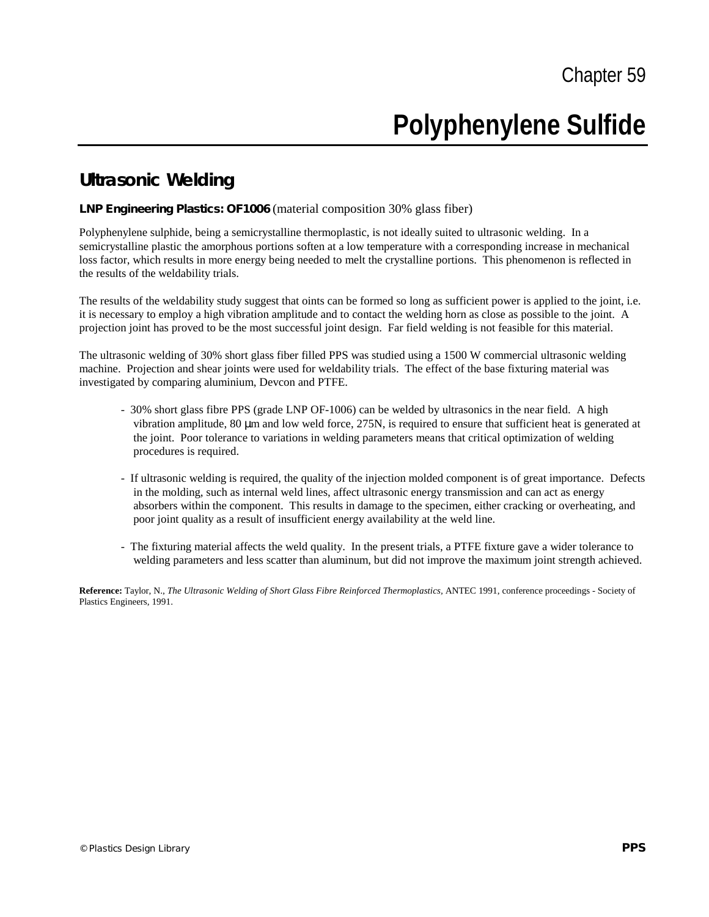Chapter 59

# Polyphenylene Sulfide

## Ultrasonic Welding

**LNP Engineering Plastics: OF1006** (material composition 30% glass fiber)

Polyphenylene sulphide, being a semicrystalline thermoplastic, is not ideally suited to ultrasonic welding. In a semicrystalline plastic the amorphous portions soften at a low temperature with a corresponding increase in mechanical loss factor, which results in more energy being needed to melt the crystalline portions. This phenomenon is reflected in the results of the weldability trials.

The results of the weldability study suggest that oints can be formed so long as sufficient power is applied to the joint, i.e. it is necessary to employ a high vibration amplitude and to contact the welding horn as close as possible to the joint. A projection joint has proved to be the most successful joint design. Far field welding is not feasible for this material.

The ultrasonic welding of 30% short glass fiber filled PPS was studied using a 1500 W commercial ultrasonic welding machine. Projection and shear joints were used for weldability trials. The effect of the base fixturing material was investigated by comparing aluminium, Devcon and PTFE.

- 30% short glass fibre PPS (grade LNP OF-1006) can be welded by ultrasonics in the near field. A high vibration amplitude, 80 µm and low weld force, 275N, is required to ensure that sufficient heat is generated at the joint. Poor tolerance to variations in welding parameters means that critical optimization of welding procedures is required.

- If ultrasonic welding is required, the quality of the injection molded component is of great importance. Defects in the molding, such as internal weld lines, affect ultrasonic energy transmission and can act as energy absorbers within the component. This results in damage to the specimen, either cracking or overheating, and poor joint quality as a result of insufficient energy availability at the weld line.

- The fixturing material affects the weld quality. In the present trials, a PTFE fixture gave a wider tolerance to welding parameters and less scatter than aluminum, but did not improve the maximum joint strength achieved.

**Reference:** Taylor, N., *The Ultrasonic Welding of Short Glass Fibre Reinforced Thermoplastics,* ANTEC 1991, conference proceedings - Society of Plastics Engineers, 1991.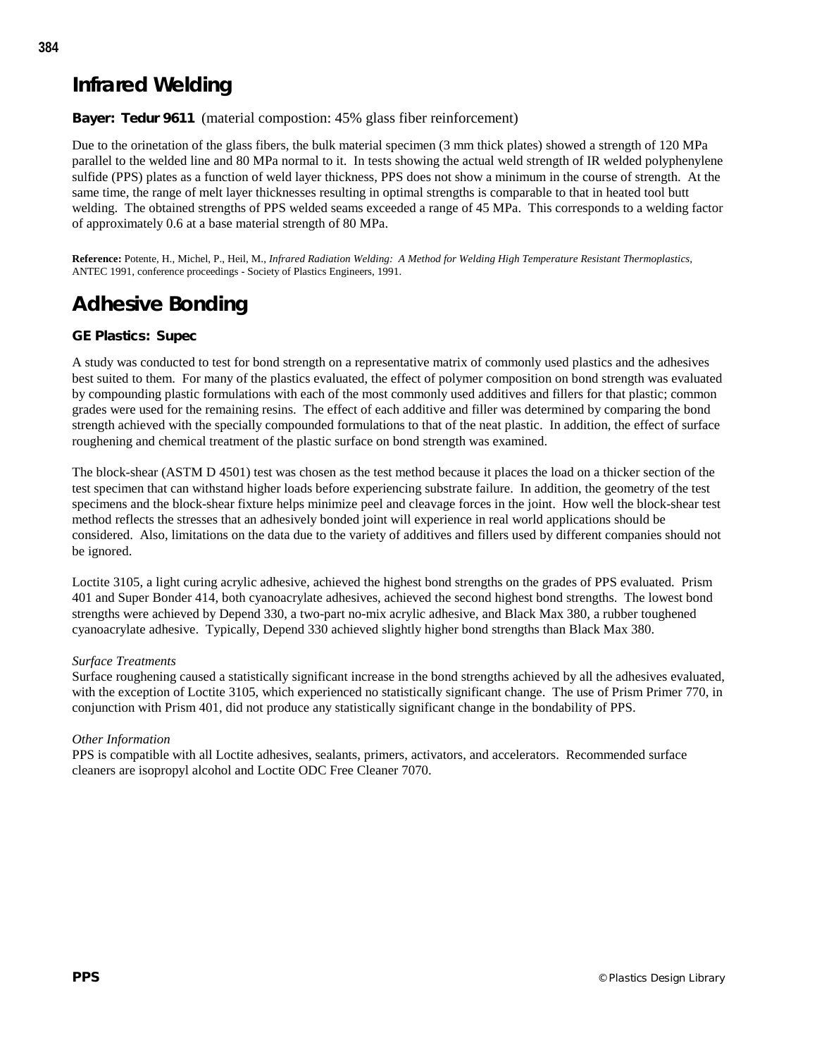# Infrared Welding

**Bayer: Tedur 9611** (material compostion: 45% glass fiber reinforcement)

Due to the orinetation of the glass fibers, the bulk material specimen (3 mm thick plates) showed a strength of 120 MPa parallel to the welded line and 80 MPa normal to it. In tests showing the actual weld strength of IR welded polyphenylene sulfide (PPS) plates as a function of weld layer thickness, PPS does not show a minimum in the course of strength. At the same time, the range of melt layer thicknesses resulting in optimal strengths is comparable to that in heated tool butt welding. The obtained strengths of PPS welded seams exceeded a range of 45 MPa. This corresponds to a welding factor of approximately 0.6 at a base material strength of 80 MPa.

**Reference:** Potente, H., Michel, P., Heil, M., *Infrared Radiation Welding: A Method for Welding High Temperature Resistant Thermoplastics*, ANTEC 1991, conference proceedings - Society of Plastics Engineers, 1991.

# Adhesive Bonding

**GE Plastics: Supec**

A study was conducted to test for bond strength on a representative matrix of commonly used plastics and the adhesives best suited to them. For many of the plastics evaluated, the effect of polymer composition on bond strength was evaluated by compounding plastic formulations with each of the most commonly used additives and fillers for that plastic; common grades were used for the remaining resins. The effect of each additive and filler was determined by comparing the bond strength achieved with the specially compounded formulations to that of the neat plastic. In addition, the effect of surface roughening and chemical treatment of the plastic surface on bond strength was examined.

The block-shear (ASTM D 4501) test was chosen as the test method because it places the load on a thicker section of the test specimen that can withstand higher loads before experiencing substrate failure. In addition, the geometry of the test specimens and the block-shear fixture helps minimize peel and cleavage forces in the joint. How well the block-shear test method reflects the stresses that an adhesively bonded joint will experience in real world applications should be considered. Also, limitations on the data due to the variety of additives and fillers used by different companies should not be ignored.

Loctite 3105, a light curing acrylic adhesive, achieved the highest bond strengths on the grades of PPS evaluated. Prism 401 and Super Bonder 414, both cyanoacrylate adhesives, achieved the second highest bond strengths. The lowest bond strengths were achieved by Depend 330, a two-part no-mix acrylic adhesive, and Black Max 380, a rubber toughened cyanoacrylate adhesive. Typically, Depend 330 achieved slightly higher bond strengths than Black Max 380.

*Surface Treatments*
Surface roughening caused a statistically significant increase in the bond strengths achieved by all the adhesives evaluated, with the exception of Loctite 3105, which experienced no statistically significant change. The use of Prism Primer 770, in conjunction with Prism 401, did not produce any statistically significant change in the bondability of PPS.

*Other Information*
PPS is compatible with all Loctite adhesives, sealants, primers, activators, and accelerators. Recommended surface cleaners are isopropyl alcohol and Loctite ODC Free Cleaner 7070.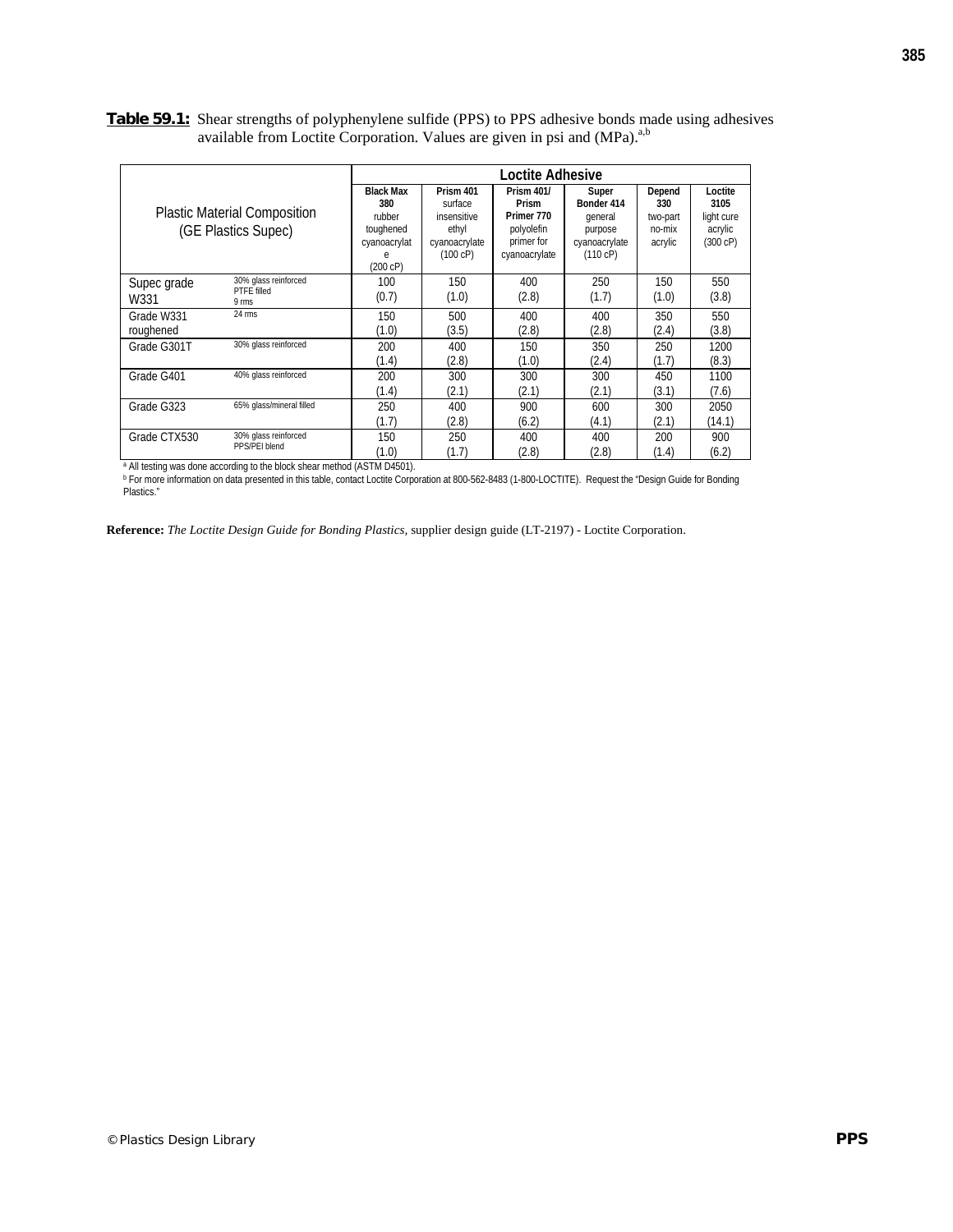**Table 59.1:** Shear strengths of polyphenylene sulfide (PPS) to PPS adhesive bonds made using adhesives available from Loctite Corporation. Values are given in psi and (MPa).[a,b]

| Plastic Material Composition (GE Plastics Supec) | | Loctite Adhesive | | | | | |
|---|---|---|---|---|---|---|---|
| | | **Black Max 380** rubber toughened cyanoacrylate (200 cP) | **Prism 401** surface insensitive ethyl cyanoacrylate (100 cP) | **Prism 401/ Prism Primer 770** polyolefin primer for cyanoacrylate | **Super Bonder 414** general purpose cyanoacrylate (110 cP) | **Depend 330** two-part no-mix acrylic | **Loctite 3105** light cure acrylic (300 cP) |
| Supec grade W331 | 30% glass reinforced PTFE filled 9 rms | 100 (0.7) | 150 (1.0) | 400 (2.8) | 250 (1.7) | 150 (1.0) | 550 (3.8) |
| Grade W331 roughened | 24 rms | 150 (1.0) | 500 (3.5) | 400 (2.8) | 400 (2.8) | 350 (2.4) | 550 (3.8) |
| Grade G301T | 30% glass reinforced | 200 (1.4) | 400 (2.8) | 150 (1.0) | 350 (2.4) | 250 (1.7) | 1200 (8.3) |
| Grade G401 | 40% glass reinforced | 200 (1.4) | 300 (2.1) | 300 (2.1) | 300 (2.1) | 450 (3.1) | 1100 (7.6) |
| Grade G323 | 65% glass/mineral filled | 250 (1.7) | 400 (2.8) | 900 (6.2) | 600 (4.1) | 300 (2.1) | 2050 (14.1) |
| Grade CTX530 | 30% glass reinforced PPS/PEI blend | 150 (1.0) | 250 (1.7) | 400 (2.8) | 400 (2.8) | 200 (1.4) | 900 (6.2) |

[a] All testing was done according to the block shear method (ASTM D4501).

[b] For more information on data presented in this table, contact Loctite Corporation at 800-562-8483 (1-800-LOCTITE). Request the "Design Guide for Bonding Plastics."

**Reference:** *The Loctite Design Guide for Bonding Plastics,* supplier design guide (LT-2197) - Loctite Corporation.